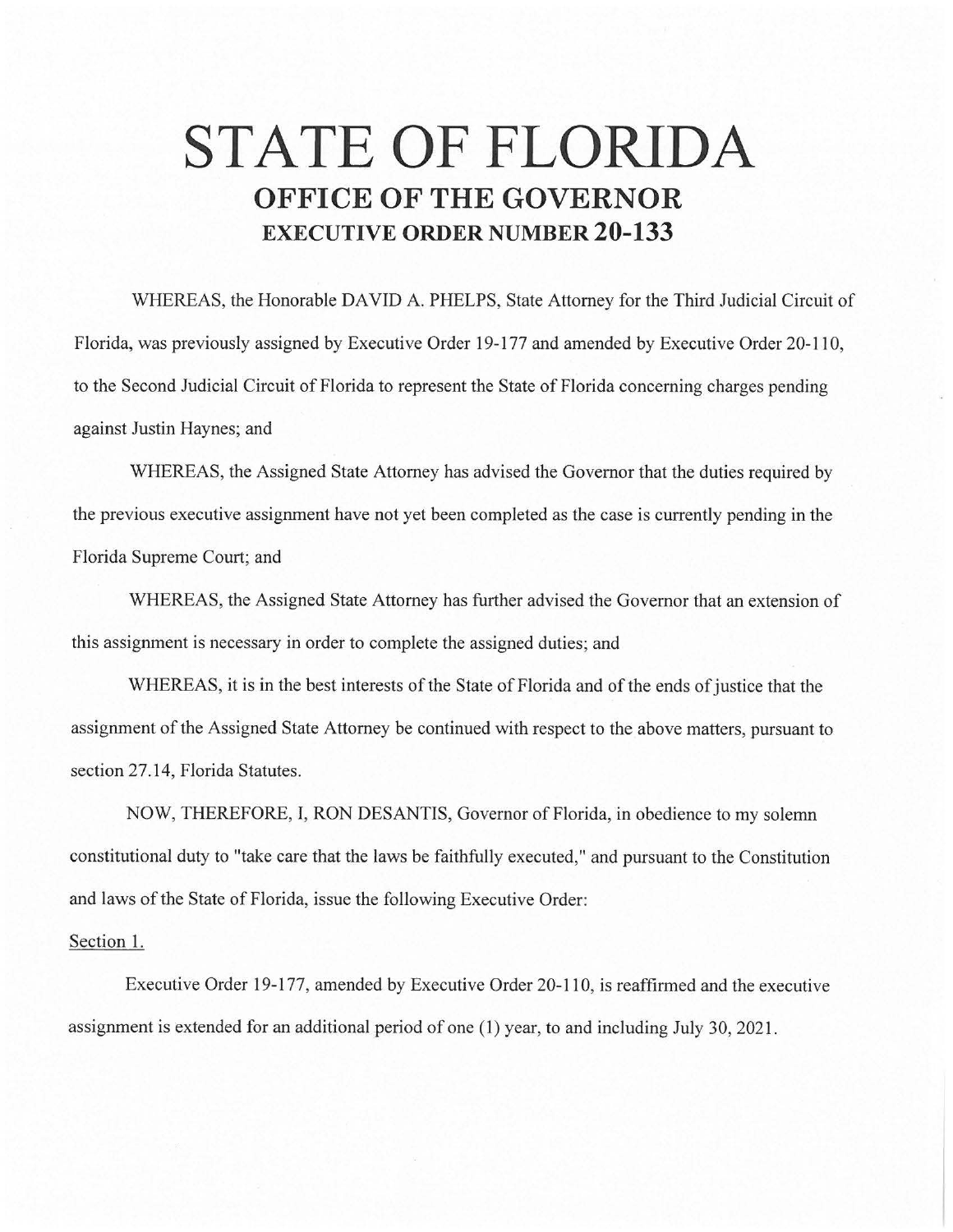# STATE OF FLORIDA

## OFFICE OF THE GOVERNOR

### EXECUTIVE ORDER NUMBER 20-133

WHEREAS, the Honorable DAVID A. PHELPS, State Attorney for the Third Judicial Circuit of Florida, was previously assigned by Executive Order 19-177 and amended by Executive Order 20-110, to the Second Judicial Circuit of Florida to represent the State of Florida concerning charges pending against Justin Haynes; and

WHEREAS, the Assigned State Attorney has advised the Governor that the duties required by the previous executive assignment have not yet been completed as the case is currently pending in the Florida Supreme Court; and

WHEREAS, the Assigned State Attorney has further advised the Governor that an extension of this assignment is necessary in order to complete the assigned duties; and

WHEREAS, it is in the best interests of the State of Florida and of the ends of justice that the assignment of the Assigned State Attorney be continued with respect to the above matters, pursuant to section 27.14, Florida Statutes.

NOW, THEREFORE, I, RON DESANTIS, Governor of Florida, in obedience to my solemn constitutional duty to "take care that the laws be faithfully executed," and pursuant to the Constitution and laws of the State of Florida, issue the following Executive Order:

Section 1.

Executive Order 19-177, amended by Executive Order 20-110, is reaffirmed and the executive assignment is extended for an additional period of one (1) year, to and including July 30, 2021.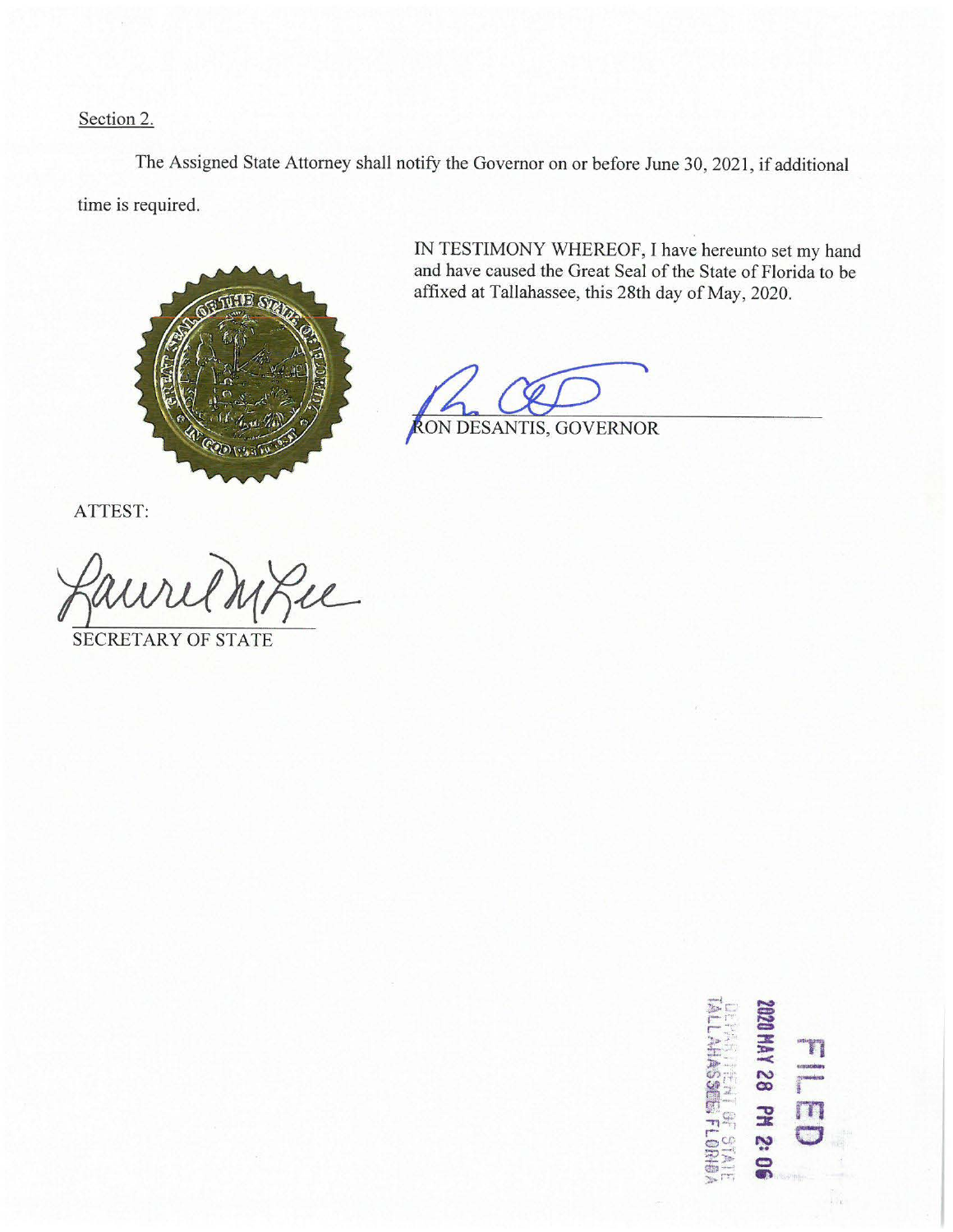Section 2.

The Assigned State Attorney shall notify the Governor on or before June 30, 2021, if additional time is required.

IN TESTIMONY WHEREOF, I have hereunto set my hand and have caused the Great Seal of the State of Florida to be affixed at Tallahassee, this 28th day of May, 2020.

RON DESANTIS, GOVERNOR

ATTEST:

SECRETARY OF STATE

FILED

2020 MAY 28 PM 2:06

DEPARTMENT OF STATE
TALLAHASSEE, FLORIDA